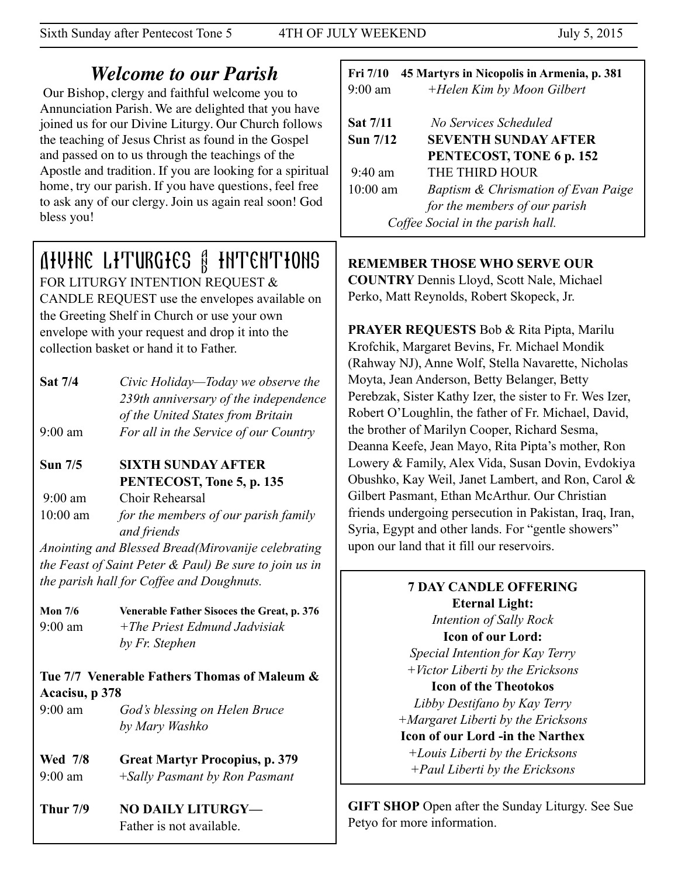# Welcome to our Parish

Our Bishop, clergy and faithful welcome you to Annunciation Parish. We are delighted that you have joined us for our Divine Liturgy. Our Church follows the teaching of Jesus Christ as found in the Gospel and passed on to us through the teachings of the Apostle and tradition. If you are looking for a spiritual home, try our parish. If you have questions, feel free to ask any of our clergy. Join us again real soon! God bless you!

## DIVINE LITURGIES & INTENTIONS

FOR LITURGY INTENTION REQUEST & CANDLE REQUEST use the envelopes available on the Greeting Shelf in Church or use your own envelope with your request and drop it into the collection basket or hand it to Father.

**Sat 7/4** *Civic Holiday—Today we observe the 239th anniversary of the independence of the United States from Britain*
9:00 am *For all in the Service of our Country*

**Sun 7/5** **SIXTH SUNDAY AFTER PENTECOST, Tone 5, p. 135**
9:00 am Choir Rehearsal
10:00 am *for the members of our parish family and friends*
*Anointing and Blessed Bread(Mirovanije celebrating the Feast of Saint Peter & Paul) Be sure to join us in the parish hall for Coffee and Doughnuts.*

**Mon 7/6** **Venerable Father Sisoces the Great, p. 376**
9:00 am *+The Priest Edmund Jadvisiak by Fr. Stephen*

**Tue 7/7 Venerable Fathers Thomas of Maleum & Acacisu, p 378**
9:00 am *God's blessing on Helen Bruce by Mary Washko*

**Wed 7/8** **Great Martyr Procopius, p. 379**
9:00 am *+Sally Pasmant by Ron Pasmant*

**Thur 7/9** **NO DAILY LITURGY—** Father is not available.

**Fri 7/10** **45 Martyrs in Nicopolis in Armenia, p. 381**
9:00 am *+Helen Kim by Moon Gilbert*

**Sat 7/11** *No Services Scheduled*

**Sun 7/12** **SEVENTH SUNDAY AFTER PENTECOST, TONE 6 p. 152**
9:40 am THE THIRD HOUR
10:00 am *Baptism & Chrismation of Evan Paige for the members of our parish*
*Coffee Social in the parish hall.*

**REMEMBER THOSE WHO SERVE OUR COUNTRY** Dennis Lloyd, Scott Nale, Michael Perko, Matt Reynolds, Robert Skopeck, Jr.

**PRAYER REQUESTS** Bob & Rita Pipta, Marilu Krofchik, Margaret Bevins, Fr. Michael Mondik (Rahway NJ), Anne Wolf, Stella Navarette, Nicholas Moyta, Jean Anderson, Betty Belanger, Betty Perebzak, Sister Kathy Izer, the sister to Fr. Wes Izer, Robert O'Loughlin, the father of Fr. Michael, David, the brother of Marilyn Cooper, Richard Sesma, Deanna Keefe, Jean Mayo, Rita Pipta's mother, Ron Lowery & Family, Alex Vida, Susan Dovin, Evdokiya Obushko, Kay Weil, Janet Lambert, and Ron, Carol & Gilbert Pasmant, Ethan McArthur. Our Christian friends undergoing persecution in Pakistan, Iraq, Iran, Syria, Egypt and other lands. For "gentle showers" upon our land that it fill our reservoirs.

**7 DAY CANDLE OFFERING**

**Eternal Light:**
*Intention of Sally Rock*

**Icon of our Lord:**
*Special Intention for Kay Terry*
*+Victor Liberti by the Ericksons*

**Icon of the Theotokos**
*Libby Destifano by Kay Terry*
*+Margaret Liberti by the Ericksons*

**Icon of our Lord -in the Narthex**
*+Louis Liberti by the Ericksons*
*+Paul Liberti by the Ericksons*

**GIFT SHOP** Open after the Sunday Liturgy. See Sue Petyo for more information.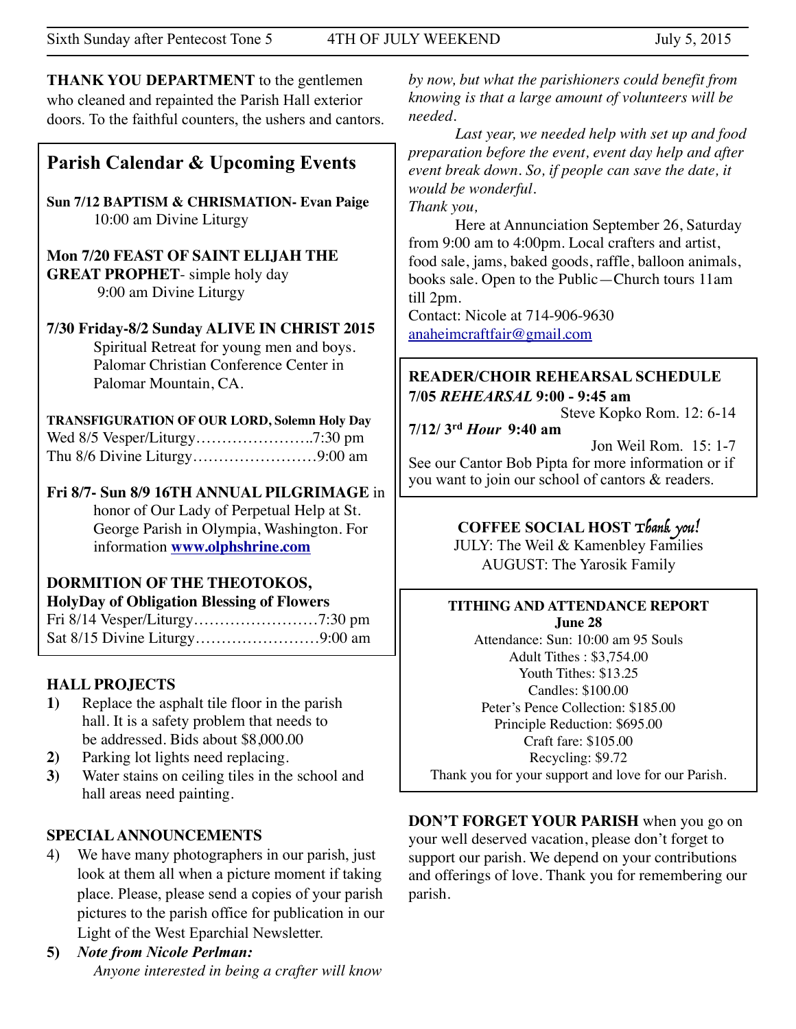**THANK YOU DEPARTMENT** to the gentlemen who cleaned and repainted the Parish Hall exterior doors. To the faithful counters, the ushers and cantors.

## Parish Calendar & Upcoming Events

**Sun 7/12 BAPTISM & CHRISMATION- Evan Paige**
10:00 am Divine Liturgy

**Mon 7/20 FEAST OF SAINT ELIJAH THE GREAT PROPHET**- simple holy day
9:00 am Divine Liturgy

**7/30 Friday-8/2 Sunday ALIVE IN CHRIST 2015**
Spiritual Retreat for young men and boys. Palomar Christian Conference Center in Palomar Mountain, CA.

**TRANSFIGURATION OF OUR LORD, Solemn Holy Day**
Wed 8/5 Vesper/Liturgy…………………..7:30 pm
Thu 8/6 Divine Liturgy……………………9:00 am

**Fri 8/7- Sun 8/9 16TH ANNUAL PILGRIMAGE** in honor of Our Lady of Perpetual Help at St. George Parish in Olympia, Washington. For information **www.olphshrine.com**

**DORMITION OF THE THEOTOKOS, HolyDay of Obligation Blessing of Flowers**
Fri 8/14 Vesper/Liturgy……………………7:30 pm
Sat 8/15 Divine Liturgy……………………9:00 am

### HALL PROJECTS

1) Replace the asphalt tile floor in the parish hall. It is a safety problem that needs to be addressed. Bids about $8,000.00
2) Parking lot lights need replacing.
3) Water stains on ceiling tiles in the school and hall areas need painting.

### SPECIAL ANNOUNCEMENTS

4) We have many photographers in our parish, just look at them all when a picture moment if taking place. Please, please send a copies of your parish pictures to the parish office for publication in our Light of the West Eparchial Newsletter.
5) ***Note from Nicole Perlman:***
*Anyone interested in being a crafter will know by now, but what the parishioners could benefit from knowing is that a large amount of volunteers will be needed.*

*Last year, we needed help with set up and food preparation before the event, event day help and after event break down. So, if people can save the date, it would be wonderful.*

*Thank you,*

Here at Annunciation September 26, Saturday from 9:00 am to 4:00pm. Local crafters and artist, food sale, jams, baked goods, raffle, balloon animals, books sale. Open to the Public—Church tours 11am till 2pm.
Contact: Nicole at 714-906-9630
anaheimcraftfair@gmail.com

### READER/CHOIR REHEARSAL SCHEDULE

**7/05 *REHEARSAL* 9:00 - 9:45 am**
Steve Kopko Rom. 12: 6-14
**7/12/ 3rd *Hour* 9:40 am**
Jon Weil Rom. 15: 1-7
See our Cantor Bob Pipta for more information or if you want to join our school of cantors & readers.

### COFFEE SOCIAL HOST *Thank you!*

JULY: The Weil & Kamenbley Families
AUGUST: The Yarosik Family

### TITHING AND ATTENDANCE REPORT
**June 28**

Attendance: Sun: 10:00 am 95 Souls
Adult Tithes : $3,754.00
Youth Tithes: $13.25
Candles: $100.00
Peter's Pence Collection: $185.00
Principle Reduction: $695.00
Craft fare: $105.00
Recycling: $9.72
Thank you for your support and love for our Parish.

**DON'T FORGET YOUR PARISH** when you go on your well deserved vacation, please don't forget to support our parish. We depend on your contributions and offerings of love. Thank you for remembering our parish.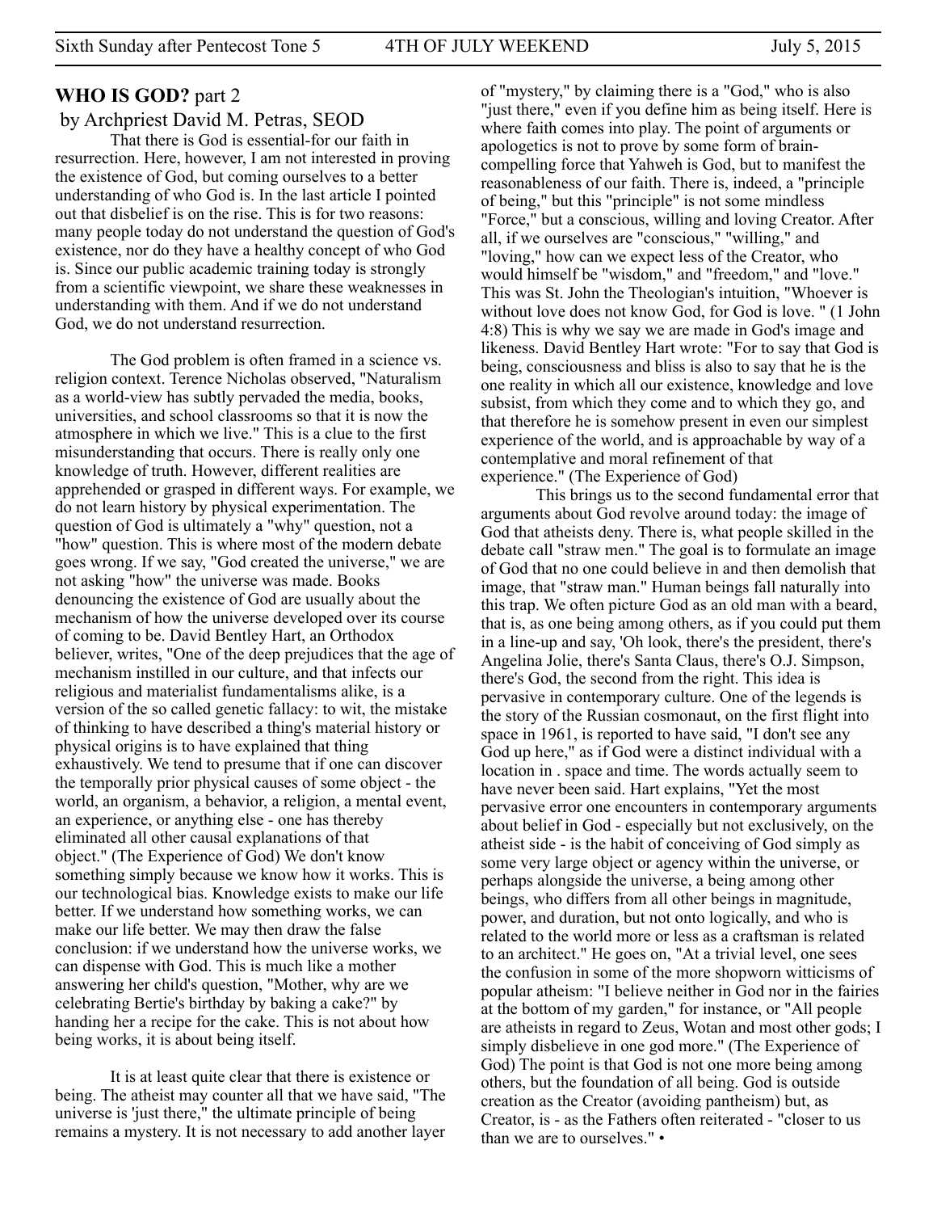## WHO IS GOD? part 2

by Archpriest David M. Petras, SEOD

That there is God is essential-for our faith in resurrection. Here, however, I am not interested in proving the existence of God, but coming ourselves to a better understanding of who God is. In the last article I pointed out that disbelief is on the rise. This is for two reasons: many people today do not understand the question of God's existence, nor do they have a healthy concept of who God is. Since our public academic training today is strongly from a scientific viewpoint, we share these weaknesses in understanding with them. And if we do not understand God, we do not understand resurrection.

The God problem is often framed in a science vs. religion context. Terence Nicholas observed, "Naturalism as a world-view has subtly pervaded the media, books, universities, and school classrooms so that it is now the atmosphere in which we live." This is a clue to the first misunderstanding that occurs. There is really only one knowledge of truth. However, different realities are apprehended or grasped in different ways. For example, we do not learn history by physical experimentation. The question of God is ultimately a "why" question, not a "how" question. This is where most of the modern debate goes wrong. If we say, "God created the universe," we are not asking "how" the universe was made. Books denouncing the existence of God are usually about the mechanism of how the universe developed over its course of coming to be. David Bentley Hart, an Orthodox believer, writes, "One of the deep prejudices that the age of mechanism instilled in our culture, and that infects our religious and materialist fundamentalisms alike, is a version of the so called genetic fallacy: to wit, the mistake of thinking to have described a thing's material history or physical origins is to have explained that thing exhaustively. We tend to presume that if one can discover the temporally prior physical causes of some object - the world, an organism, a behavior, a religion, a mental event, an experience, or anything else - one has thereby eliminated all other causal explanations of that object." (The Experience of God) We don't know something simply because we know how it works. This is our technological bias. Knowledge exists to make our life better. If we understand how something works, we can make our life better. We may then draw the false conclusion: if we understand how the universe works, we can dispense with God. This is much like a mother answering her child's question, "Mother, why are we celebrating Bertie's birthday by baking a cake?" by handing her a recipe for the cake. This is not about how being works, it is about being itself.

It is at least quite clear that there is existence or being. The atheist may counter all that we have said, "The universe is 'just there,' the ultimate principle of being remains a mystery. It is not necessary to add another layer of "mystery," by claiming there is a "God," who is also "just there," even if you define him as being itself. Here is where faith comes into play. The point of arguments or apologetics is not to prove by some form of brain-compelling force that Yahweh is God, but to manifest the reasonableness of our faith. There is, indeed, a "principle of being," but this "principle" is not some mindless "Force," but a conscious, willing and loving Creator. After all, if we ourselves are "conscious," "willing," and "loving," how can we expect less of the Creator, who would himself be "wisdom," and "freedom," and "love." This was St. John the Theologian's intuition, "Whoever is without love does not know God, for God is love. " (1 John 4:8) This is why we say we are made in God's image and likeness. David Bentley Hart wrote: "For to say that God is being, consciousness and bliss is also to say that he is the one reality in which all our existence, knowledge and love subsist, from which they come and to which they go, and that therefore he is somehow present in even our simplest experience of the world, and is approachable by way of a contemplative and moral refinement of that experience." (The Experience of God)

This brings us to the second fundamental error that arguments about God revolve around today: the image of God that atheists deny. There is, what people skilled in the debate call "straw men." The goal is to formulate an image of God that no one could believe in and then demolish that image, that "straw man." Human beings fall naturally into this trap. We often picture God as an old man with a beard, that is, as one being among others, as if you could put them in a line-up and say, 'Oh look, there's the president, there's Angelina Jolie, there's Santa Claus, there's O.J. Simpson, there's God, the second from the right. This idea is pervasive in contemporary culture. One of the legends is the story of the Russian cosmonaut, on the first flight into space in 1961, is reported to have said, "I don't see any God up here," as if God were a distinct individual with a location in . space and time. The words actually seem to have never been said. Hart explains, "Yet the most pervasive error one encounters in contemporary arguments about belief in God - especially but not exclusively, on the atheist side - is the habit of conceiving of God simply as some very large object or agency within the universe, or perhaps alongside the universe, a being among other beings, who differs from all other beings in magnitude, power, and duration, but not onto logically, and who is related to the world more or less as a craftsman is related to an architect." He goes on, "At a trivial level, one sees the confusion in some of the more shopworn witticisms of popular atheism: "I believe neither in God nor in the fairies at the bottom of my garden," for instance, or "All people are atheists in regard to Zeus, Wotan and most other gods; I simply disbelieve in one god more." (The Experience of God) The point is that God is not one more being among others, but the foundation of all being. God is outside creation as the Creator (avoiding pantheism) but, as Creator, is - as the Fathers often reiterated - "closer to us than we are to ourselves." •